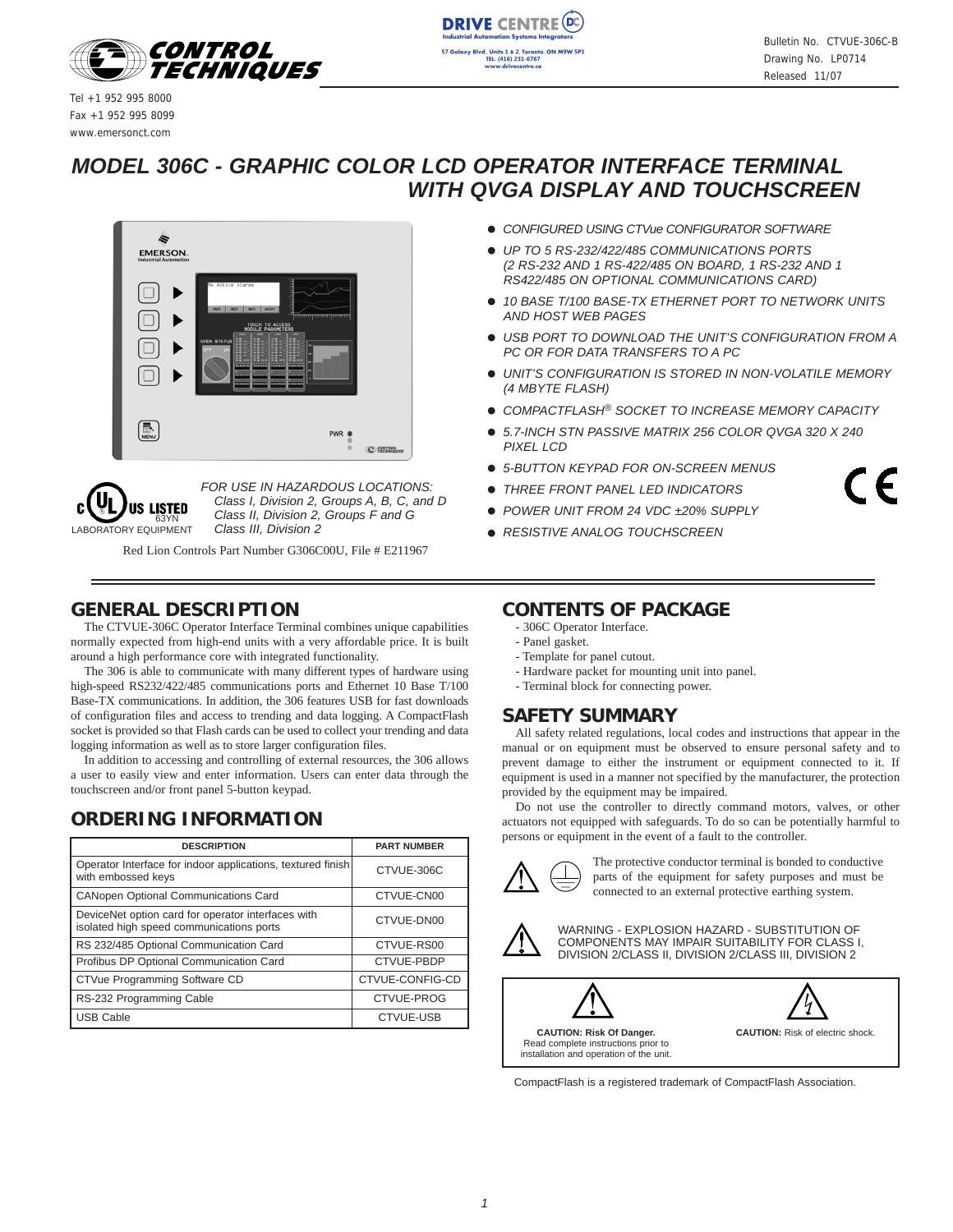CONTROL TECHNIQUES

Tel +1 952 995 8000
Fax +1 952 995 8099
www.emersonct.com

DRIVE CENTRE
Industrial Automation Systems Integrators
57 Galaxy Blvd. Units 1 & 2, Toronto, ON M9W 5P1
TEL: (416) 231-6767
www.drivecentre.ca

Bulletin No. CTVUE-306C-B
Drawing No. LP0714
Released 11/07

# *MODEL 306C - GRAPHIC COLOR LCD OPERATOR INTERFACE TERMINAL WITH QVGA DISPLAY AND TOUCHSCREEN*

- *CONFIGURED USING CTVue CONFIGURATOR SOFTWARE*
- *UP TO 5 RS-232/422/485 COMMUNICATIONS PORTS (2 RS-232 AND 1 RS-422/485 ON BOARD, 1 RS-232 AND 1 RS422/485 ON OPTIONAL COMMUNICATIONS CARD)*
- *10 BASE T/100 BASE-TX ETHERNET PORT TO NETWORK UNITS AND HOST WEB PAGES*
- *USB PORT TO DOWNLOAD THE UNIT'S CONFIGURATION FROM A PC OR FOR DATA TRANSFERS TO A PC*
- *UNIT'S CONFIGURATION IS STORED IN NON-VOLATILE MEMORY (4 MBYTE FLASH)*
- *COMPACTFLASH® SOCKET TO INCREASE MEMORY CAPACITY*
- *5.7-INCH STN PASSIVE MATRIX 256 COLOR QVGA 320 X 240 PIXEL LCD*
- *5-BUTTON KEYPAD FOR ON-SCREEN MENUS*
- *THREE FRONT PANEL LED INDICATORS*
- *POWER UNIT FROM 24 VDC ±20% SUPPLY*
- *RESISTIVE ANALOG TOUCHSCREEN*

C UL US LISTED 63YN LABORATORY EQUIPMENT

*FOR USE IN HAZARDOUS LOCATIONS:*
*Class I, Division 2, Groups A, B, C, and D*
*Class II, Division 2, Groups F and G*
*Class III, Division 2*

Red Lion Controls Part Number G306C00U, File # E211967

## GENERAL DESCRIPTION

The CTVUE-306C Operator Interface Terminal combines unique capabilities normally expected from high-end units with a very affordable price. It is built around a high performance core with integrated functionality.

The 306 is able to communicate with many different types of hardware using high-speed RS232/422/485 communications ports and Ethernet 10 Base T/100 Base-TX communications. In addition, the 306 features USB for fast downloads of configuration files and access to trending and data logging. A CompactFlash socket is provided so that Flash cards can be used to collect your trending and data logging information as well as to store larger configuration files.

In addition to accessing and controlling of external resources, the 306 allows a user to easily view and enter information. Users can enter data through the touchscreen and/or front panel 5-button keypad.

## ORDERING INFORMATION

| DESCRIPTION | PART NUMBER |
|---|---|
| Operator Interface for indoor applications, textured finish with embossed keys | CTVUE-306C |
| CANopen Optional Communications Card | CTVUE-CN00 |
| DeviceNet option card for operator interfaces with isolated high speed communications ports | CTVUE-DN00 |
| RS 232/485 Optional Communication Card | CTVUE-RS00 |
| Profibus DP Optional Communication Card | CTVUE-PBDP |
| CTVue Programming Software CD | CTVUE-CONFIG-CD |
| RS-232 Programming Cable | CTVUE-PROG |
| USB Cable | CTVUE-USB |

## CONTENTS OF PACKAGE

- 306C Operator Interface.
- Panel gasket.
- Template for panel cutout.
- Hardware packet for mounting unit into panel.
- Terminal block for connecting power.

## SAFETY SUMMARY

All safety related regulations, local codes and instructions that appear in the manual or on equipment must be observed to ensure personal safety and to prevent damage to either the instrument or equipment connected to it. If equipment is used in a manner not specified by the manufacturer, the protection provided by the equipment may be impaired.

Do not use the controller to directly command motors, valves, or other actuators not equipped with safeguards. To do so can be potentially harmful to persons or equipment in the event of a fault to the controller.

The protective conductor terminal is bonded to conductive parts of the equipment for safety purposes and must be connected to an external protective earthing system.

WARNING - EXPLOSION HAZARD - SUBSTITUTION OF COMPONENTS MAY IMPAIR SUITABILITY FOR CLASS I, DIVISION 2/CLASS II, DIVISION 2/CLASS III, DIVISION 2

**CAUTION: Risk Of Danger.** Read complete instructions prior to installation and operation of the unit.

**CAUTION:** Risk of electric shock.

CompactFlash is a registered trademark of CompactFlash Association.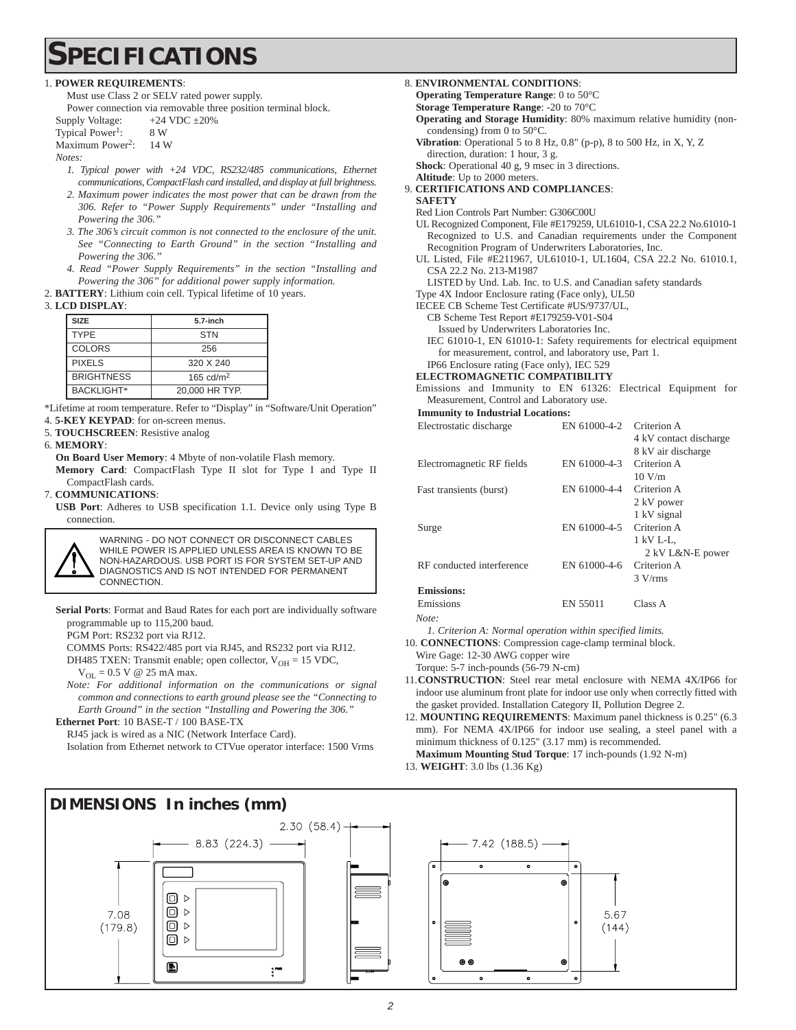# SPECIFICATIONS

1. **POWER REQUIREMENTS**:
   Must use Class 2 or SELV rated power supply.
   Power connection via removable three position terminal block.
   Supply Voltage: +24 VDC ±20%
   Typical Power[1]: 8 W
   Maximum Power[2]: 14 W
   *Notes:*
   *1. Typical power with +24 VDC, RS232/485 communications, Ethernet communications, CompactFlash card installed, and display at full brightness.*
   *2. Maximum power indicates the most power that can be drawn from the 306. Refer to "Power Supply Requirements" under "Installing and Powering the 306."*
   *3. The 306's circuit common is not connected to the enclosure of the unit. See "Connecting to Earth Ground" in the section "Installing and Powering the 306."*
   *4. Read "Power Supply Requirements" in the section "Installing and Powering the 306" for additional power supply information.*
2. **BATTERY**: Lithium coin cell. Typical lifetime of 10 years.
3. **LCD DISPLAY**:

| SIZE | 5.7-inch |
|---|---|
| TYPE | STN |
| COLORS | 256 |
| PIXELS | 320 X 240 |
| BRIGHTNESS | 165 cd/m² |
| BACKLIGHT* | 20,000 HR TYP. |

\*Lifetime at room temperature. Refer to "Display" in "Software/Unit Operation"

4. **5-KEY KEYPAD**: for on-screen menus.
5. **TOUCHSCREEN**: Resistive analog
6. **MEMORY**:
   **On Board User Memory**: 4 Mbyte of non-volatile Flash memory.
   **Memory Card**: CompactFlash Type II slot for Type I and Type II CompactFlash cards.
7. **COMMUNICATIONS**:
   **USB Port**: Adheres to USB specification 1.1. Device only using Type B connection.

> WARNING - DO NOT CONNECT OR DISCONNECT CABLES WHILE POWER IS APPLIED UNLESS AREA IS KNOWN TO BE NON-HAZARDOUS. USB PORT IS FOR SYSTEM SET-UP AND DIAGNOSTICS AND IS NOT INTENDED FOR PERMANENT CONNECTION.

   **Serial Ports**: Format and Baud Rates for each port are individually software programmable up to 115,200 baud.
   PGM Port: RS232 port via RJ12.
   COMMS Ports: RS422/485 port via RJ45, and RS232 port via RJ12.
   DH485 TXEN: Transmit enable; open collector, $V_{OH}$ = 15 VDC, $V_{OL}$ = 0.5 V @ 25 mA max.
   *Note: For additional information on the communications or signal common and connections to earth ground please see the "Connecting to Earth Ground" in the section "Installing and Powering the 306."*
   **Ethernet Port**: 10 BASE-T / 100 BASE-TX
   RJ45 jack is wired as a NIC (Network Interface Card).
   Isolation from Ethernet network to CTVue operator interface: 1500 Vrms
8. **ENVIRONMENTAL CONDITIONS**:
   **Operating Temperature Range**: 0 to 50°C
   **Storage Temperature Range**: -20 to 70°C
   **Operating and Storage Humidity**: 80% maximum relative humidity (non-condensing) from 0 to 50°C.
   **Vibration**: Operational 5 to 8 Hz, 0.8" (p-p), 8 to 500 Hz, in X, Y, Z direction, duration: 1 hour, 3 g.
   **Shock**: Operational 40 g, 9 msec in 3 directions.
   **Altitude**: Up to 2000 meters.
9. **CERTIFICATIONS AND COMPLIANCES**:
   **SAFETY**
   Red Lion Controls Part Number: G306C00U
   UL Recognized Component, File #E179259, UL61010-1, CSA 22.2 No.61010-1
   Recognized to U.S. and Canadian requirements under the Component Recognition Program of Underwriters Laboratories, Inc.
   UL Listed, File #E211967, UL61010-1, UL1604, CSA 22.2 No. 61010.1, CSA 22.2 No. 213-M1987
   LISTED by Und. Lab. Inc. to U.S. and Canadian safety standards
   Type 4X Indoor Enclosure rating (Face only), UL50
   IECEE CB Scheme Test Certificate #US/9737/UL,
   CB Scheme Test Report #E179259-V01-S04
   Issued by Underwriters Laboratories Inc.
   IEC 61010-1, EN 61010-1: Safety requirements for electrical equipment for measurement, control, and laboratory use, Part 1.
   IP66 Enclosure rating (Face only), IEC 529
   **ELECTROMAGNETIC COMPATIBILITY**
   Emissions and Immunity to EN 61326: Electrical Equipment for Measurement, Control and Laboratory use.

| **Immunity to Industrial Locations:** | | |
|---|---|---|
| Electrostatic discharge | EN 61000-4-2 | Criterion A<br>4 kV contact discharge<br>8 kV air discharge |
| Electromagnetic RF fields | EN 61000-4-3 | Criterion A<br>10 V/m |
| Fast transients (burst) | EN 61000-4-4 | Criterion A<br>2 kV power<br>1 kV signal |
| Surge | EN 61000-4-5 | Criterion A<br>1 kV L-L,<br>2 kV L&N-E power |
| RF conducted interference | EN 61000-4-6 | Criterion A<br>3 V/rms |
| **Emissions:** | | |
| Emissions | EN 55011 | Class A |

   *Note:*
   *1. Criterion A: Normal operation within specified limits.*
10. **CONNECTIONS**: Compression cage-clamp terminal block.
    Wire Gage: 12-30 AWG copper wire
    Torque: 5-7 inch-pounds (56-79 N-cm)
11. **CONSTRUCTION**: Steel rear metal enclosure with NEMA 4X/IP66 for indoor use aluminum front plate for indoor use only when correctly fitted with the gasket provided. Installation Category II, Pollution Degree 2.
12. **MOUNTING REQUIREMENTS**: Maximum panel thickness is 0.25" (6.3 mm). For NEMA 4X/IP66 for indoor use sealing, a steel panel with a minimum thickness of 0.125" (3.17 mm) is recommended.
    **Maximum Mounting Stud Torque**: 17 inch-pounds (1.92 N-m)
13. **WEIGHT**: 3.0 lbs (1.36 Kg)

## DIMENSIONS In inches (mm)

8.83 (224.3) 7.08 (179.8) 2.30 (58.4) 7.42 (188.5) 5.67 (144)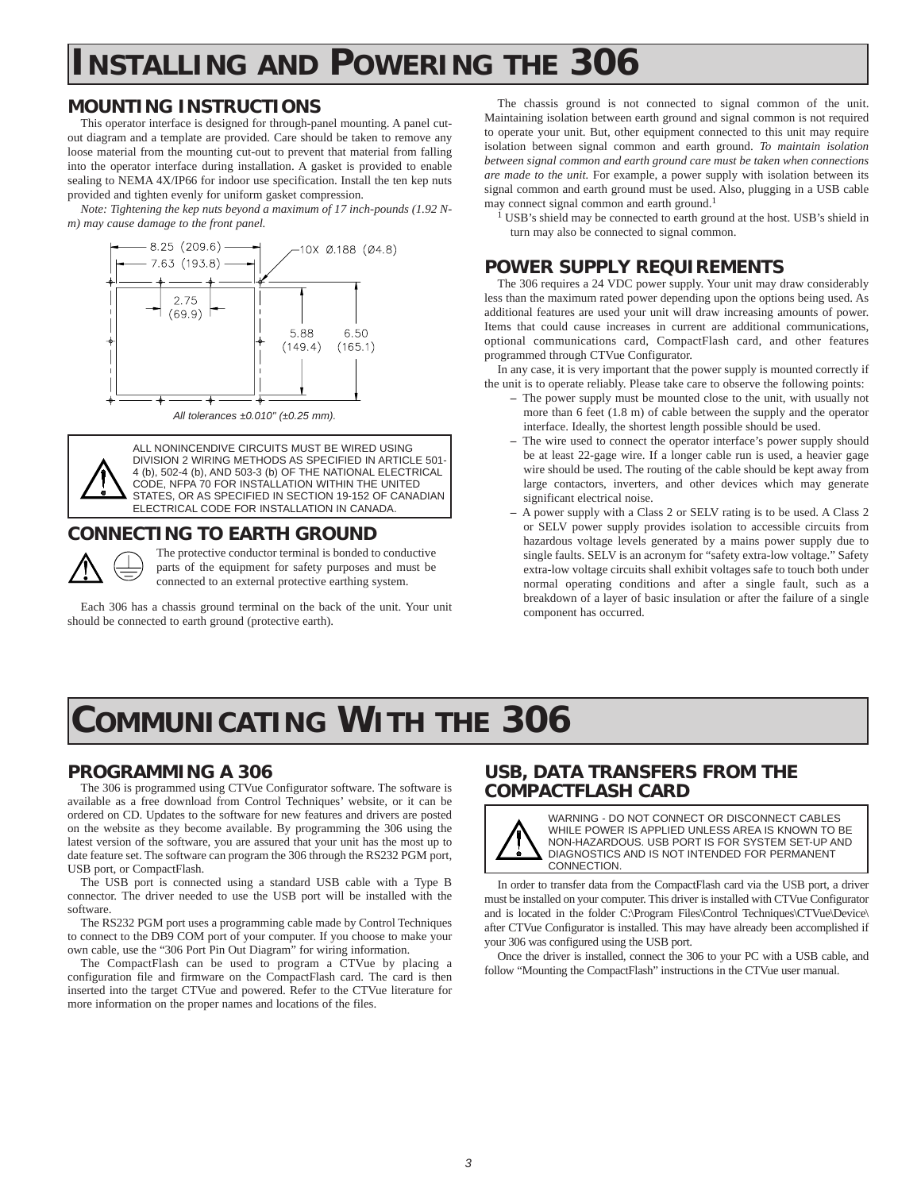# INSTALLING AND POWERING THE 306

## MOUNTING INSTRUCTIONS

This operator interface is designed for through-panel mounting. A panel cut-out diagram and a template are provided. Care should be taken to remove any loose material from the mounting cut-out to prevent that material from falling into the operator interface during installation. A gasket is provided to enable sealing to NEMA 4X/IP66 for indoor use specification. Install the ten kep nuts provided and tighten evenly for uniform gasket compression.

*Note: Tightening the kep nuts beyond a maximum of 17 inch-pounds (1.92 N-m) may cause damage to the front panel.*

8.25 (209.6)
7.63 (193.8)
10X Ø.188 (Ø4.8)
2.75 (69.9)
5.88 (149.4)
6.50 (165.1)

*All tolerances ±0.010" (±0.25 mm).*

ALL NONINCENDIVE CIRCUITS MUST BE WIRED USING DIVISION 2 WIRING METHODS AS SPECIFIED IN ARTICLE 501-4 (b), 502-4 (b), AND 503-3 (b) OF THE NATIONAL ELECTRICAL CODE, NFPA 70 FOR INSTALLATION WITHIN THE UNITED STATES, OR AS SPECIFIED IN SECTION 19-152 OF CANADIAN ELECTRICAL CODE FOR INSTALLATION IN CANADA.

## CONNECTING TO EARTH GROUND

The protective conductor terminal is bonded to conductive parts of the equipment for safety purposes and must be connected to an external protective earthing system.

Each 306 has a chassis ground terminal on the back of the unit. Your unit should be connected to earth ground (protective earth).

The chassis ground is not connected to signal common of the unit. Maintaining isolation between earth ground and signal common is not required to operate your unit. But, other equipment connected to this unit may require isolation between signal common and earth ground. *To maintain isolation between signal common and earth ground care must be taken when connections are made to the unit.* For example, a power supply with isolation between its signal common and earth ground must be used. Also, plugging in a USB cable may connect signal common and earth ground.[1]

[1] USB's shield may be connected to earth ground at the host. USB's shield in turn may also be connected to signal common.

## POWER SUPPLY REQUIREMENTS

The 306 requires a 24 VDC power supply. Your unit may draw considerably less than the maximum rated power depending upon the options being used. As additional features are used your unit will draw increasing amounts of power. Items that could cause increases in current are additional communications, optional communications card, CompactFlash card, and other features programmed through CTVue Configurator.

In any case, it is very important that the power supply is mounted correctly if the unit is to operate reliably. Please take care to observe the following points:

- The power supply must be mounted close to the unit, with usually not more than 6 feet (1.8 m) of cable between the supply and the operator interface. Ideally, the shortest length possible should be used.
- The wire used to connect the operator interface's power supply should be at least 22-gage wire. If a longer cable run is used, a heavier gage wire should be used. The routing of the cable should be kept away from large contactors, inverters, and other devices which may generate significant electrical noise.
- A power supply with a Class 2 or SELV rating is to be used. A Class 2 or SELV power supply provides isolation to accessible circuits from hazardous voltage levels generated by a mains power supply due to single faults. SELV is an acronym for "safety extra-low voltage." Safety extra-low voltage circuits shall exhibit voltages safe to touch both under normal operating conditions and after a single fault, such as a breakdown of a layer of basic insulation or after the failure of a single component has occurred.

# COMMUNICATING WITH THE 306

## PROGRAMMING A 306

The 306 is programmed using CTVue Configurator software. The software is available as a free download from Control Techniques' website, or it can be ordered on CD. Updates to the software for new features and drivers are posted on the website as they become available. By programming the 306 using the latest version of the software, you are assured that your unit has the most up to date feature set. The software can program the 306 through the RS232 PGM port, USB port, or CompactFlash.

The USB port is connected using a standard USB cable with a Type B connector. The driver needed to use the USB port will be installed with the software.

The RS232 PGM port uses a programming cable made by Control Techniques to connect to the DB9 COM port of your computer. If you choose to make your own cable, use the "306 Port Pin Out Diagram" for wiring information.

The CompactFlash can be used to program a CTVue by placing a configuration file and firmware on the CompactFlash card. The card is then inserted into the target CTVue and powered. Refer to the CTVue literature for more information on the proper names and locations of the files.

## USB, DATA TRANSFERS FROM THE COMPACTFLASH CARD

WARNING - DO NOT CONNECT OR DISCONNECT CABLES WHILE POWER IS APPLIED UNLESS AREA IS KNOWN TO BE NON-HAZARDOUS. USB PORT IS FOR SYSTEM SET-UP AND DIAGNOSTICS AND IS NOT INTENDED FOR PERMANENT CONNECTION.

In order to transfer data from the CompactFlash card via the USB port, a driver must be installed on your computer. This driver is installed with CTVue Configurator and is located in the folder C:\Program Files\Control Techniques\CTVue\Device\ after CTVue Configurator is installed. This may have already been accomplished if your 306 was configured using the USB port.

Once the driver is installed, connect the 306 to your PC with a USB cable, and follow "Mounting the CompactFlash" instructions in the CTVue user manual.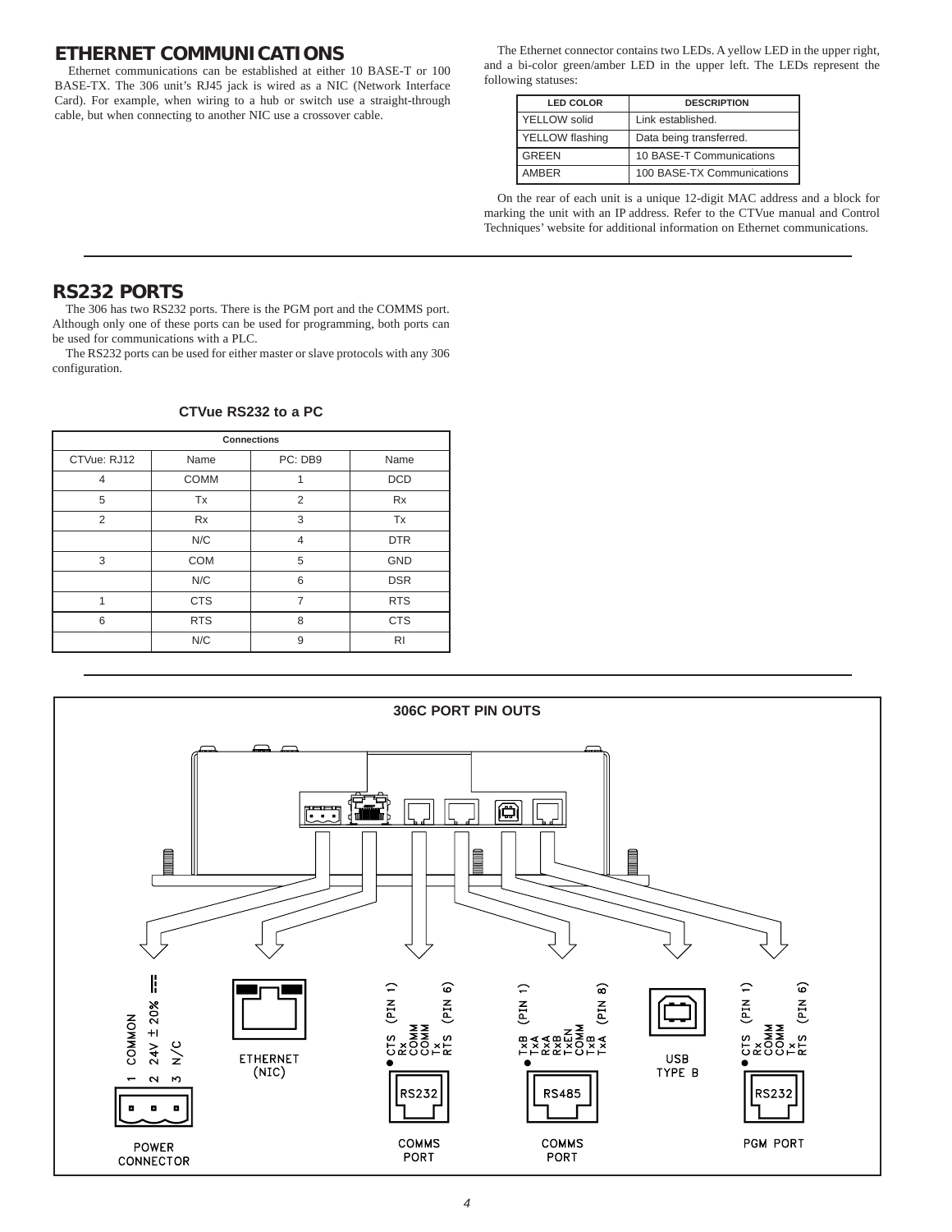## ETHERNET COMMUNICATIONS

Ethernet communications can be established at either 10 BASE-T or 100 BASE-TX. The 306 unit's RJ45 jack is wired as a NIC (Network Interface Card). For example, when wiring to a hub or switch use a straight-through cable, but when connecting to another NIC use a crossover cable.

The Ethernet connector contains two LEDs. A yellow LED in the upper right, and a bi-color green/amber LED in the upper left. The LEDs represent the following statuses:

| LED COLOR | DESCRIPTION |
|---|---|
| YELLOW solid | Link established. |
| YELLOW flashing | Data being transferred. |
| GREEN | 10 BASE-T Communications |
| AMBER | 100 BASE-TX Communications |

On the rear of each unit is a unique 12-digit MAC address and a block for marking the unit with an IP address. Refer to the CTVue manual and Control Techniques' website for additional information on Ethernet communications.

## RS232 PORTS

The 306 has two RS232 ports. There is the PGM port and the COMMS port. Although only one of these ports can be used for programming, both ports can be used for communications with a PLC.

The RS232 ports can be used for either master or slave protocols with any 306 configuration.

**CTVue RS232 to a PC**

| Connections | | | |
|---|---|---|---|
| CTVue: RJ12 | Name | PC: DB9 | Name |
| 4 | COMM | 1 | DCD |
| 5 | Tx | 2 | Rx |
| 2 | Rx | 3 | Tx |
| | N/C | 4 | DTR |
| 3 | COM | 5 | GND |
| | N/C | 6 | DSR |
| 1 | CTS | 7 | RTS |
| 6 | RTS | 8 | CTS |
| | N/C | 9 | RI |

**306C PORT PIN OUTS**

POWER CONNECTOR: 1 COMMON, 2 24V ± 20% ⎓, 3 N/C

ETHERNET (NIC)

COMMS PORT (RS232): CTS (PIN 1), Rx, COMM, COMM, Tx, RTS (PIN 6)

COMMS PORT (RS485): TxB (PIN 1), TxA, RxA, RxB, TxEN, COMM, TxB, TxA (PIN 8)

USB TYPE B

PGM PORT (RS232): CTS (PIN 1), Rx, COMM, COMM, Tx, RTS (PIN 6)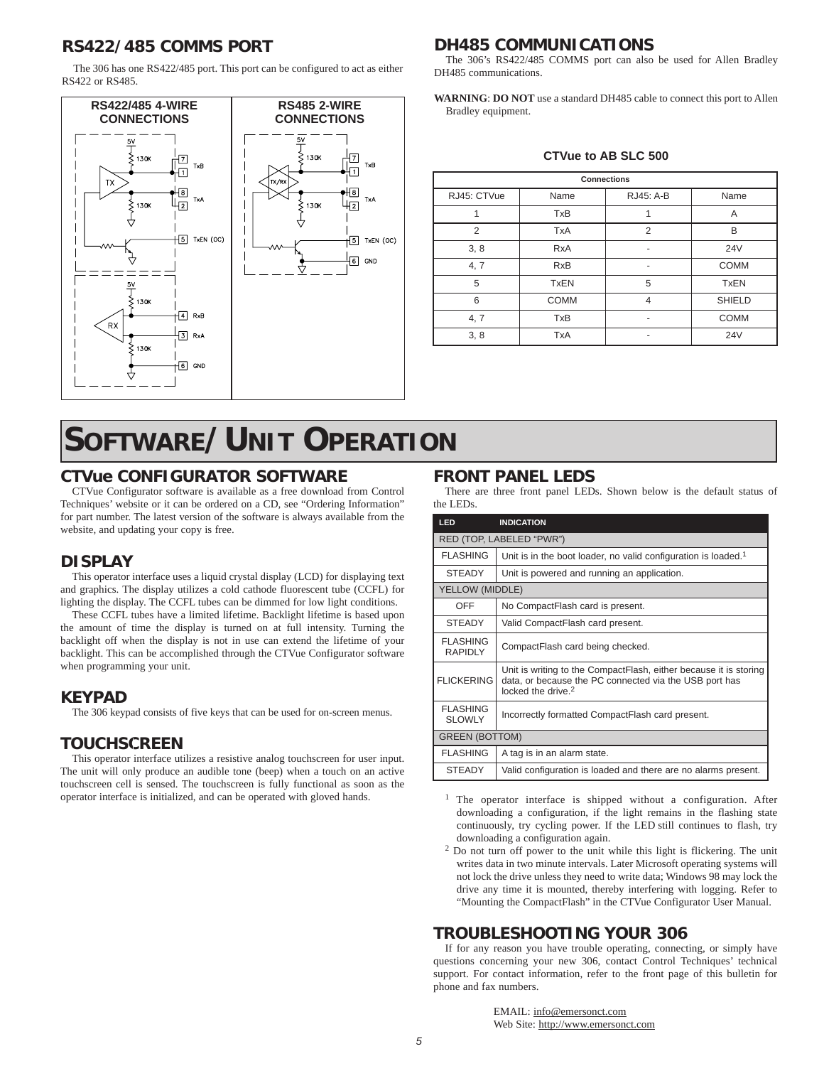## RS422/485 COMMS PORT

The 306 has one RS422/485 port. This port can be configured to act as either RS422 or RS485.

**RS422/485 4-WIRE CONNECTIONS** | **RS485 2-WIRE CONNECTIONS**

## DH485 COMMUNICATIONS

The 306's RS422/485 COMMS port can also be used for Allen Bradley DH485 communications.

**WARNING**: **DO NOT** use a standard DH485 cable to connect this port to Allen Bradley equipment.

**CTVue to AB SLC 500**

| Connections | | | |
|---|---|---|---|
| RJ45: CTVue | Name | RJ45: A-B | Name |
| 1 | TxB | 1 | A |
| 2 | TxA | 2 | B |
| 3, 8 | RxA | - | 24V |
| 4, 7 | RxB | - | COMM |
| 5 | TxEN | 5 | TxEN |
| 6 | COMM | 4 | SHIELD |
| 4, 7 | TxB | - | COMM |
| 3, 8 | TxA | - | 24V |

# SOFTWARE/UNIT OPERATION

## CTVue CONFIGURATOR SOFTWARE

CTVue Configurator software is available as a free download from Control Techniques' website or it can be ordered on a CD, see "Ordering Information" for part number. The latest version of the software is always available from the website, and updating your copy is free.

## DISPLAY

This operator interface uses a liquid crystal display (LCD) for displaying text and graphics. The display utilizes a cold cathode fluorescent tube (CCFL) for lighting the display. The CCFL tubes can be dimmed for low light conditions.

These CCFL tubes have a limited lifetime. Backlight lifetime is based upon the amount of time the display is turned on at full intensity. Turning the backlight off when the display is not in use can extend the lifetime of your backlight. This can be accomplished through the CTVue Configurator software when programming your unit.

## KEYPAD

The 306 keypad consists of five keys that can be used for on-screen menus.

## TOUCHSCREEN

This operator interface utilizes a resistive analog touchscreen for user input. The unit will only produce an audible tone (beep) when a touch on an active touchscreen cell is sensed. The touchscreen is fully functional as soon as the operator interface is initialized, and can be operated with gloved hands.

## FRONT PANEL LEDS

There are three front panel LEDs. Shown below is the default status of the LEDs.

| LED | INDICATION |
|---|---|
| RED (TOP, LABELED "PWR") | |
| FLASHING | Unit is in the boot loader, no valid configuration is loaded.[1] |
| STEADY | Unit is powered and running an application. |
| YELLOW (MIDDLE) | |
| OFF | No CompactFlash card is present. |
| STEADY | Valid CompactFlash card present. |
| FLASHING RAPIDLY | CompactFlash card being checked. |
| FLICKERING | Unit is writing to the CompactFlash, either because it is storing data, or because the PC connected via the USB port has locked the drive.[2] |
| FLASHING SLOWLY | Incorrectly formatted CompactFlash card present. |
| GREEN (BOTTOM) | |
| FLASHING | A tag is in an alarm state. |
| STEADY | Valid configuration is loaded and there are no alarms present. |

[1] The operator interface is shipped without a configuration. After downloading a configuration, if the light remains in the flashing state continuously, try cycling power. If the LED still continues to flash, try downloading a configuration again.

[2] Do not turn off power to the unit while this light is flickering. The unit writes data in two minute intervals. Later Microsoft operating systems will not lock the drive unless they need to write data; Windows 98 may lock the drive any time it is mounted, thereby interfering with logging. Refer to "Mounting the CompactFlash" in the CTVue Configurator User Manual.

## TROUBLESHOOTING YOUR 306

If for any reason you have trouble operating, connecting, or simply have questions concerning your new 306, contact Control Techniques' technical support. For contact information, refer to the front page of this bulletin for phone and fax numbers.

EMAIL: info@emersonct.com
Web Site: http://www.emersonct.com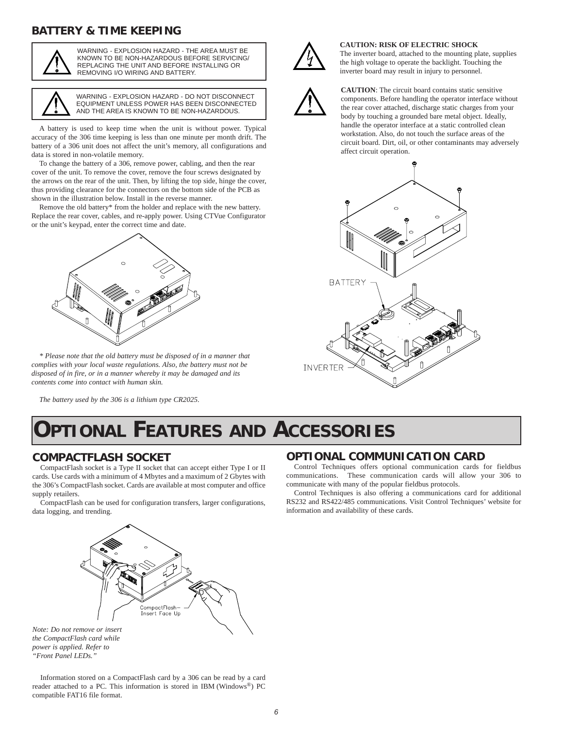## BATTERY & TIME KEEPING

WARNING - EXPLOSION HAZARD - THE AREA MUST BE KNOWN TO BE NON-HAZARDOUS BEFORE SERVICING/ REPLACING THE UNIT AND BEFORE INSTALLING OR REMOVING I/O WIRING AND BATTERY.

WARNING - EXPLOSION HAZARD - DO NOT DISCONNECT EQUIPMENT UNLESS POWER HAS BEEN DISCONNECTED AND THE AREA IS KNOWN TO BE NON-HAZARDOUS.

A battery is used to keep time when the unit is without power. Typical accuracy of the 306 time keeping is less than one minute per month drift. The battery of a 306 unit does not affect the unit's memory, all configurations and data is stored in non-volatile memory.

To change the battery of a 306, remove power, cabling, and then the rear cover of the unit. To remove the cover, remove the four screws designated by the arrows on the rear of the unit. Then, by lifting the top side, hinge the cover, thus providing clearance for the connectors on the bottom side of the PCB as shown in the illustration below. Install in the reverse manner.

Remove the old battery* from the holder and replace with the new battery. Replace the rear cover, cables, and re-apply power. Using CTVue Configurator or the unit's keypad, enter the correct time and date.

*\* Please note that the old battery must be disposed of in a manner that complies with your local waste regulations. Also, the battery must not be disposed of in fire, or in a manner whereby it may be damaged and its contents come into contact with human skin.*

*The battery used by the 306 is a lithium type CR2025.*

**CAUTION: RISK OF ELECTRIC SHOCK**
The inverter board, attached to the mounting plate, supplies the high voltage to operate the backlight. Touching the inverter board may result in injury to personnel.

**CAUTION**: The circuit board contains static sensitive components. Before handling the operator interface without the rear cover attached, discharge static charges from your body by touching a grounded bare metal object. Ideally, handle the operator interface at a static controlled clean workstation. Also, do not touch the surface areas of the circuit board. Dirt, oil, or other contaminants may adversely affect circuit operation.

BATTERY

INVERTER

# OPTIONAL FEATURES AND ACCESSORIES

## COMPACTFLASH SOCKET

CompactFlash socket is a Type II socket that can accept either Type I or II cards. Use cards with a minimum of 4 Mbytes and a maximum of 2 Gbytes with the 306's CompactFlash socket. Cards are available at most computer and office supply retailers.

CompactFlash can be used for configuration transfers, larger configurations, data logging, and trending.

CompactFlash– Insert Face Up

*Note: Do not remove or insert the CompactFlash card while power is applied. Refer to "Front Panel LEDs."*

Information stored on a CompactFlash card by a 306 can be read by a card reader attached to a PC. This information is stored in IBM (Windows®) PC compatible FAT16 file format.

## OPTIONAL COMMUNICATION CARD

Control Techniques offers optional communication cards for fieldbus communications. These communication cards will allow your 306 to communicate with many of the popular fieldbus protocols.

Control Techniques is also offering a communications card for additional RS232 and RS422/485 communications. Visit Control Techniques' website for information and availability of these cards.